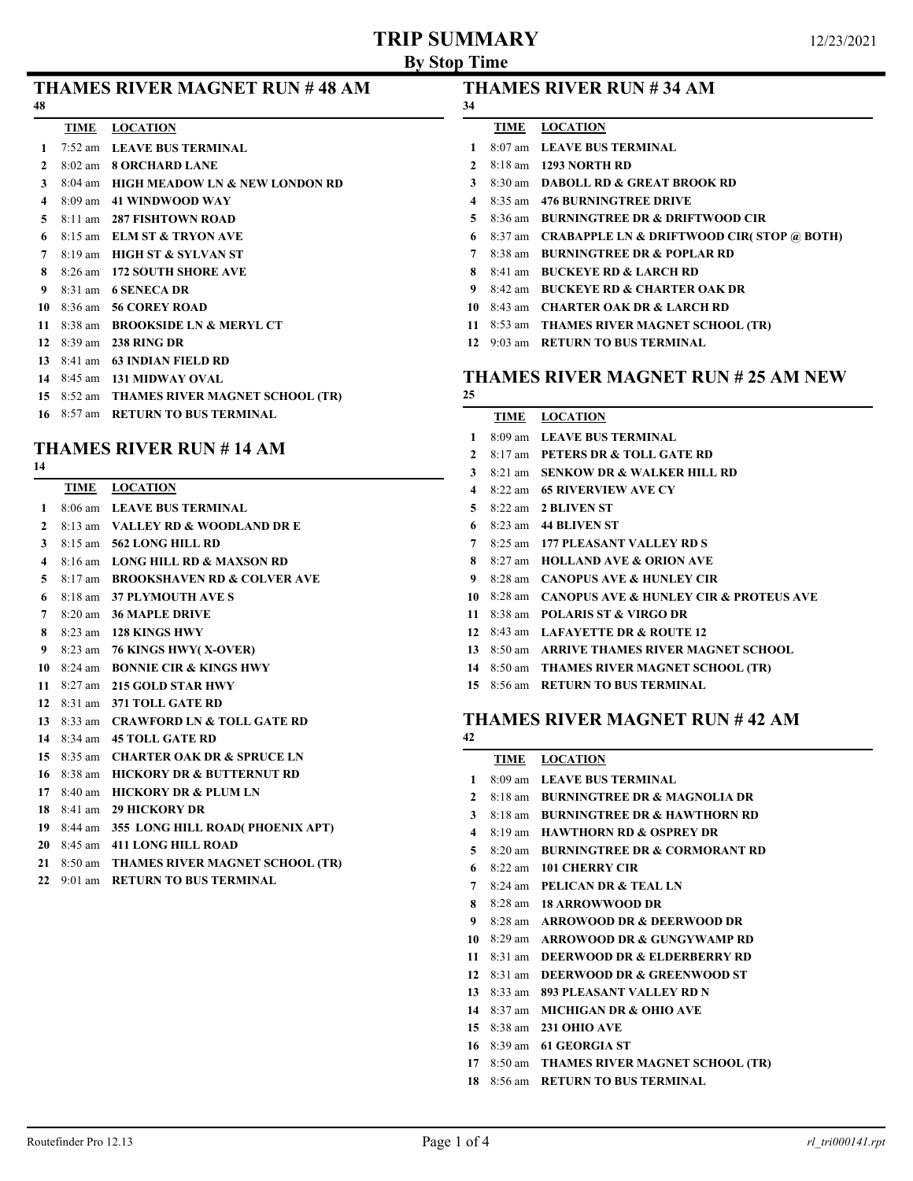# TRIP SUMMARY

## By Stop Time

12/23/2021

### THAMES RIVER MAGNET RUN # 48 AM

48

| | TIME | LOCATION |
|---|---|---|
| 1 | 7:52 am | LEAVE BUS TERMINAL |
| 2 | 8:02 am | 8 ORCHARD LANE |
| 3 | 8:04 am | HIGH MEADOW LN & NEW LONDON RD |
| 4 | 8:09 am | 41 WINDWOOD WAY |
| 5 | 8:11 am | 287 FISHTOWN ROAD |
| 6 | 8:15 am | ELM ST & TRYON AVE |
| 7 | 8:19 am | HIGH ST & SYLVAN ST |
| 8 | 8:26 am | 172 SOUTH SHORE AVE |
| 9 | 8:31 am | 6 SENECA DR |
| 10 | 8:36 am | 56 COREY ROAD |
| 11 | 8:38 am | BROOKSIDE LN & MERYL CT |
| 12 | 8:39 am | 238 RING DR |
| 13 | 8:41 am | 63 INDIAN FIELD RD |
| 14 | 8:45 am | 131 MIDWAY OVAL |
| 15 | 8:52 am | THAMES RIVER MAGNET SCHOOL (TR) |
| 16 | 8:57 am | RETURN TO BUS TERMINAL |

### THAMES RIVER RUN # 14 AM

14

| | TIME | LOCATION |
|---|---|---|
| 1 | 8:06 am | LEAVE BUS TERMINAL |
| 2 | 8:13 am | VALLEY RD & WOODLAND DR E |
| 3 | 8:15 am | 562 LONG HILL RD |
| 4 | 8:16 am | LONG HILL RD & MAXSON RD |
| 5 | 8:17 am | BROOKSHAVEN RD & COLVER AVE |
| 6 | 8:18 am | 37 PLYMOUTH AVE S |
| 7 | 8:20 am | 36 MAPLE DRIVE |
| 8 | 8:23 am | 128 KINGS HWY |
| 9 | 8:23 am | 76 KINGS HWY( X-OVER) |
| 10 | 8:24 am | BONNIE CIR & KINGS HWY |
| 11 | 8:27 am | 215 GOLD STAR HWY |
| 12 | 8:31 am | 371 TOLL GATE RD |
| 13 | 8:33 am | CRAWFORD LN & TOLL GATE RD |
| 14 | 8:34 am | 45 TOLL GATE RD |
| 15 | 8:35 am | CHARTER OAK DR & SPRUCE LN |
| 16 | 8:38 am | HICKORY DR & BUTTERNUT RD |
| 17 | 8:40 am | HICKORY DR & PLUM LN |
| 18 | 8:41 am | 29 HICKORY DR |
| 19 | 8:44 am | 355 LONG HILL ROAD( PHOENIX APT) |
| 20 | 8:45 am | 411 LONG HILL ROAD |
| 21 | 8:50 am | THAMES RIVER MAGNET SCHOOL (TR) |
| 22 | 9:01 am | RETURN TO BUS TERMINAL |

### THAMES RIVER RUN # 34 AM

34

| | TIME | LOCATION |
|---|---|---|
| 1 | 8:07 am | LEAVE BUS TERMINAL |
| 2 | 8:18 am | 1293 NORTH RD |
| 3 | 8:30 am | DABOLL RD & GREAT BROOK RD |
| 4 | 8:35 am | 476 BURNINGTREE DRIVE |
| 5 | 8:36 am | BURNINGTREE DR & DRIFTWOOD CIR |
| 6 | 8:37 am | CRABAPPLE LN & DRIFTWOOD CIR( STOP @ BOTH) |
| 7 | 8:38 am | BURNINGTREE DR & POPLAR RD |
| 8 | 8:41 am | BUCKEYE RD & LARCH RD |
| 9 | 8:42 am | BUCKEYE RD & CHARTER OAK DR |
| 10 | 8:43 am | CHARTER OAK DR & LARCH RD |
| 11 | 8:53 am | THAMES RIVER MAGNET SCHOOL (TR) |
| 12 | 9:03 am | RETURN TO BUS TERMINAL |

### THAMES RIVER MAGNET RUN # 25 AM NEW

25

| | TIME | LOCATION |
|---|---|---|
| 1 | 8:09 am | LEAVE BUS TERMINAL |
| 2 | 8:17 am | PETERS DR & TOLL GATE RD |
| 3 | 8:21 am | SENKOW DR & WALKER HILL RD |
| 4 | 8:22 am | 65 RIVERVIEW AVE CY |
| 5 | 8:22 am | 2 BLIVEN ST |
| 6 | 8:23 am | 44 BLIVEN ST |
| 7 | 8:25 am | 177 PLEASANT VALLEY RD S |
| 8 | 8:27 am | HOLLAND AVE & ORION AVE |
| 9 | 8:28 am | CANOPUS AVE & HUNLEY CIR |
| 10 | 8:28 am | CANOPUS AVE & HUNLEY CIR & PROTEUS AVE |
| 11 | 8:38 am | POLARIS ST & VIRGO DR |
| 12 | 8:43 am | LAFAYETTE DR & ROUTE 12 |
| 13 | 8:50 am | ARRIVE THAMES RIVER MAGNET SCHOOL |
| 14 | 8:50 am | THAMES RIVER MAGNET SCHOOL (TR) |
| 15 | 8:56 am | RETURN TO BUS TERMINAL |

### THAMES RIVER MAGNET RUN # 42 AM

42

| | TIME | LOCATION |
|---|---|---|
| 1 | 8:09 am | LEAVE BUS TERMINAL |
| 2 | 8:18 am | BURNINGTREE DR & MAGNOLIA DR |
| 3 | 8:18 am | BURNINGTREE DR & HAWTHORN RD |
| 4 | 8:19 am | HAWTHORN RD & OSPREY DR |
| 5 | 8:20 am | BURNINGTREE DR & CORMORANT RD |
| 6 | 8:22 am | 101 CHERRY CIR |
| 7 | 8:24 am | PELICAN DR & TEAL LN |
| 8 | 8:28 am | 18 ARROWWOOD DR |
| 9 | 8:28 am | ARROWOOD DR & DEERWOOD DR |
| 10 | 8:29 am | ARROWOOD DR & GUNGYWAMP RD |
| 11 | 8:31 am | DEERWOOD DR & ELDERBERRY RD |
| 12 | 8:31 am | DEERWOOD DR & GREENWOOD ST |
| 13 | 8:33 am | 893 PLEASANT VALLEY RD N |
| 14 | 8:37 am | MICHIGAN DR & OHIO AVE |
| 15 | 8:38 am | 231 OHIO AVE |
| 16 | 8:39 am | 61 GEORGIA ST |
| 17 | 8:50 am | THAMES RIVER MAGNET SCHOOL (TR) |
| 18 | 8:56 am | RETURN TO BUS TERMINAL |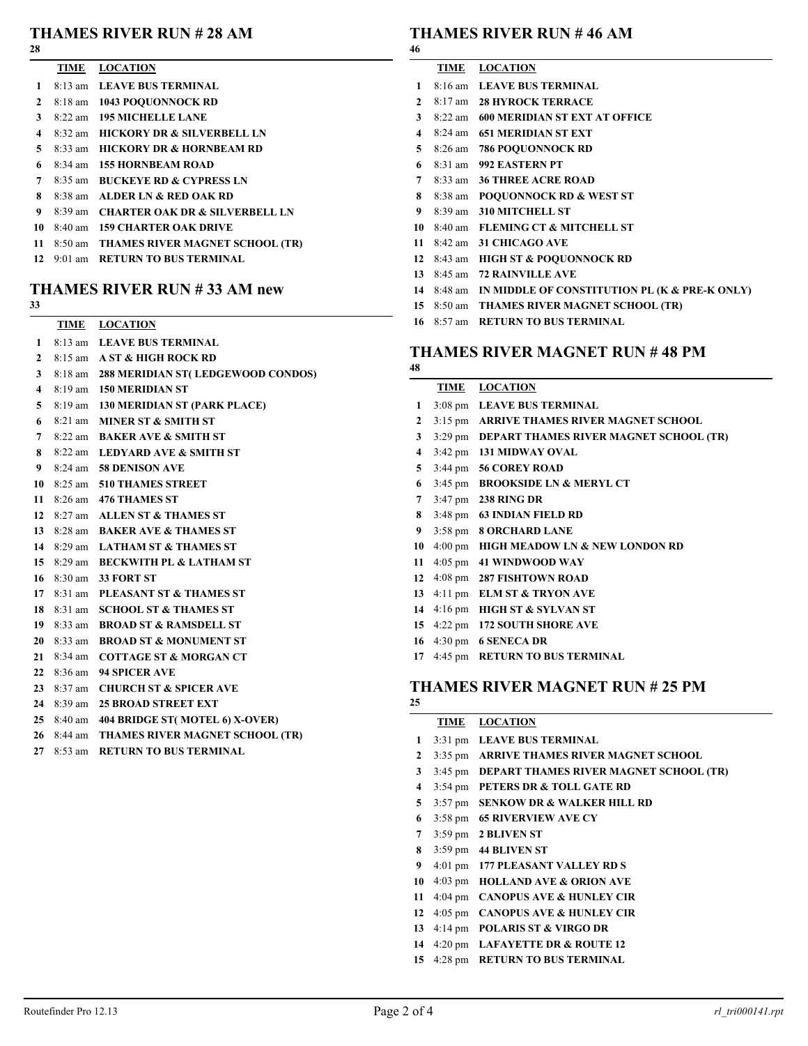## THAMES RIVER RUN # 28 AM

28

| | TIME | LOCATION |
|---|---|---|
| 1 | 8:13 am | LEAVE BUS TERMINAL |
| 2 | 8:18 am | 1043 POQUONNOCK RD |
| 3 | 8:22 am | 195 MICHELLE LANE |
| 4 | 8:32 am | HICKORY DR & SILVERBELL LN |
| 5 | 8:33 am | HICKORY DR & HORNBEAM RD |
| 6 | 8:34 am | 155 HORNBEAM ROAD |
| 7 | 8:35 am | BUCKEYE RD & CYPRESS LN |
| 8 | 8:38 am | ALDER LN & RED OAK RD |
| 9 | 8:39 am | CHARTER OAK DR & SILVERBELL LN |
| 10 | 8:40 am | 159 CHARTER OAK DRIVE |
| 11 | 8:50 am | THAMES RIVER MAGNET SCHOOL (TR) |
| 12 | 9:01 am | RETURN TO BUS TERMINAL |

## THAMES RIVER RUN # 33 AM new

33

| | TIME | LOCATION |
|---|---|---|
| 1 | 8:13 am | LEAVE BUS TERMINAL |
| 2 | 8:15 am | A ST & HIGH ROCK RD |
| 3 | 8:18 am | 288 MERIDIAN ST( LEDGEWOOD CONDOS) |
| 4 | 8:19 am | 150 MERIDIAN ST |
| 5 | 8:19 am | 130 MERIDIAN ST (PARK PLACE) |
| 6 | 8:21 am | MINER ST & SMITH ST |
| 7 | 8:22 am | BAKER AVE & SMITH ST |
| 8 | 8:22 am | LEDYARD AVE & SMITH ST |
| 9 | 8:24 am | 58 DENISON AVE |
| 10 | 8:25 am | 510 THAMES STREET |
| 11 | 8:26 am | 476 THAMES ST |
| 12 | 8:27 am | ALLEN ST & THAMES ST |
| 13 | 8:28 am | BAKER AVE & THAMES ST |
| 14 | 8:29 am | LATHAM ST & THAMES ST |
| 15 | 8:29 am | BECKWITH PL & LATHAM ST |
| 16 | 8:30 am | 33 FORT ST |
| 17 | 8:31 am | PLEASANT ST & THAMES ST |
| 18 | 8:31 am | SCHOOL ST & THAMES ST |
| 19 | 8:33 am | BROAD ST & RAMSDELL ST |
| 20 | 8:33 am | BROAD ST & MONUMENT ST |
| 21 | 8:34 am | COTTAGE ST & MORGAN CT |
| 22 | 8:36 am | 94 SPICER AVE |
| 23 | 8:37 am | CHURCH ST & SPICER AVE |
| 24 | 8:39 am | 25 BROAD STREET EXT |
| 25 | 8:40 am | 404 BRIDGE ST( MOTEL 6) X-OVER) |
| 26 | 8:44 am | THAMES RIVER MAGNET SCHOOL (TR) |
| 27 | 8:53 am | RETURN TO BUS TERMINAL |

## THAMES RIVER RUN # 46 AM

46

| | TIME | LOCATION |
|---|---|---|
| 1 | 8:16 am | LEAVE BUS TERMINAL |
| 2 | 8:17 am | 28 HYROCK TERRACE |
| 3 | 8:22 am | 600 MERIDIAN ST EXT AT OFFICE |
| 4 | 8:24 am | 651 MERIDIAN ST EXT |
| 5 | 8:26 am | 786 POQUONNOCK RD |
| 6 | 8:31 am | 992 EASTERN PT |
| 7 | 8:33 am | 36 THREE ACRE ROAD |
| 8 | 8:38 am | POQUONNOCK RD & WEST ST |
| 9 | 8:39 am | 310 MITCHELL ST |
| 10 | 8:40 am | FLEMING CT & MITCHELL ST |
| 11 | 8:42 am | 31 CHICAGO AVE |
| 12 | 8:43 am | HIGH ST & POQUONNOCK RD |
| 13 | 8:45 am | 72 RAINVILLE AVE |
| 14 | 8:48 am | IN MIDDLE OF CONSTITUTION PL (K & PRE-K ONLY) |
| 15 | 8:50 am | THAMES RIVER MAGNET SCHOOL (TR) |
| 16 | 8:57 am | RETURN TO BUS TERMINAL |

## THAMES RIVER MAGNET RUN # 48 PM

48

| | TIME | LOCATION |
|---|---|---|
| 1 | 3:08 pm | LEAVE BUS TERMINAL |
| 2 | 3:15 pm | ARRIVE THAMES RIVER MAGNET SCHOOL |
| 3 | 3:29 pm | DEPART THAMES RIVER MAGNET SCHOOL (TR) |
| 4 | 3:42 pm | 131 MIDWAY OVAL |
| 5 | 3:44 pm | 56 COREY ROAD |
| 6 | 3:45 pm | BROOKSIDE LN & MERYL CT |
| 7 | 3:47 pm | 238 RING DR |
| 8 | 3:48 pm | 63 INDIAN FIELD RD |
| 9 | 3:58 pm | 8 ORCHARD LANE |
| 10 | 4:00 pm | HIGH MEADOW LN & NEW LONDON RD |
| 11 | 4:05 pm | 41 WINDWOOD WAY |
| 12 | 4:08 pm | 287 FISHTOWN ROAD |
| 13 | 4:11 pm | ELM ST & TRYON AVE |
| 14 | 4:16 pm | HIGH ST & SYLVAN ST |
| 15 | 4:22 pm | 172 SOUTH SHORE AVE |
| 16 | 4:30 pm | 6 SENECA DR |
| 17 | 4:45 pm | RETURN TO BUS TERMINAL |

## THAMES RIVER MAGNET RUN # 25 PM

25

| | TIME | LOCATION |
|---|---|---|
| 1 | 3:31 pm | LEAVE BUS TERMINAL |
| 2 | 3:35 pm | ARRIVE THAMES RIVER MAGNET SCHOOL |
| 3 | 3:45 pm | DEPART THAMES RIVER MAGNET SCHOOL (TR) |
| 4 | 3:54 pm | PETERS DR & TOLL GATE RD |
| 5 | 3:57 pm | SENKOW DR & WALKER HILL RD |
| 6 | 3:58 pm | 65 RIVERVIEW AVE CY |
| 7 | 3:59 pm | 2 BLIVEN ST |
| 8 | 3:59 pm | 44 BLIVEN ST |
| 9 | 4:01 pm | 177 PLEASANT VALLEY RD S |
| 10 | 4:03 pm | HOLLAND AVE & ORION AVE |
| 11 | 4:04 pm | CANOPUS AVE & HUNLEY CIR |
| 12 | 4:05 pm | CANOPUS AVE & HUNLEY CIR |
| 13 | 4:14 pm | POLARIS ST & VIRGO DR |
| 14 | 4:20 pm | LAFAYETTE DR & ROUTE 12 |
| 15 | 4:28 pm | RETURN TO BUS TERMINAL |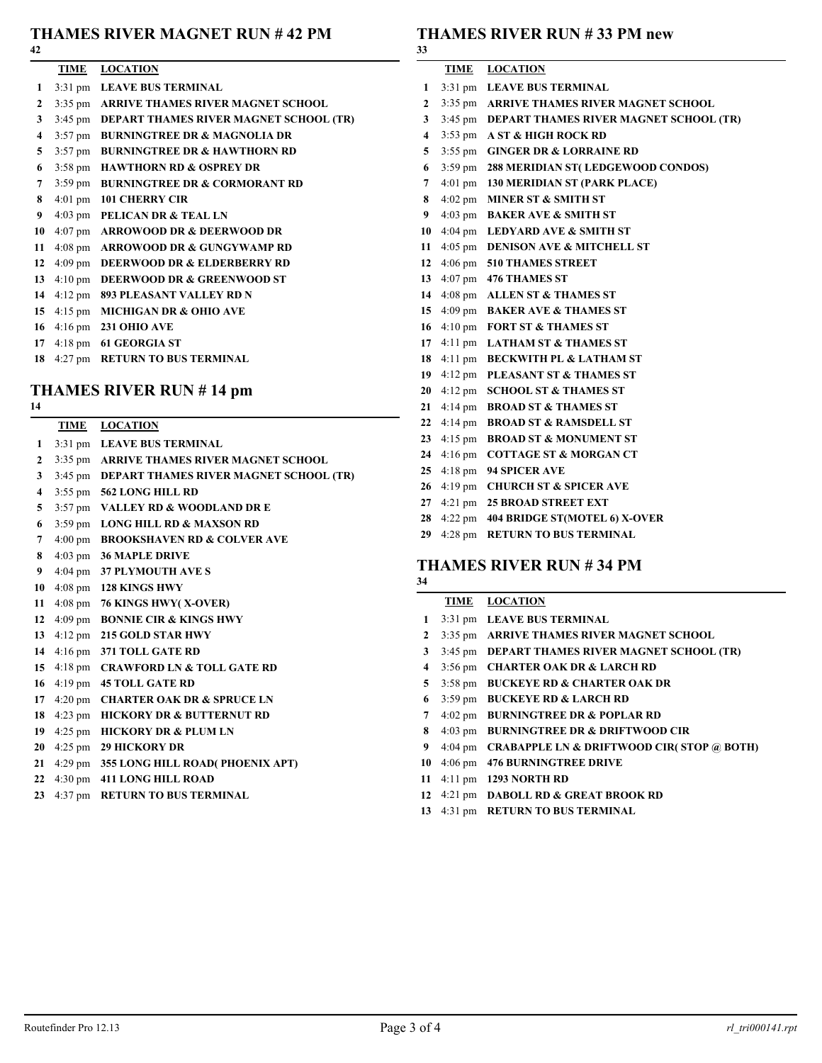## THAMES RIVER MAGNET RUN # 42 PM

42

| | TIME | LOCATION |
|---|---|---|
| 1 | 3:31 pm | LEAVE BUS TERMINAL |
| 2 | 3:35 pm | ARRIVE THAMES RIVER MAGNET SCHOOL |
| 3 | 3:45 pm | DEPART THAMES RIVER MAGNET SCHOOL (TR) |
| 4 | 3:57 pm | BURNINGTREE DR & MAGNOLIA DR |
| 5 | 3:57 pm | BURNINGTREE DR & HAWTHORN RD |
| 6 | 3:58 pm | HAWTHORN RD & OSPREY DR |
| 7 | 3:59 pm | BURNINGTREE DR & CORMORANT RD |
| 8 | 4:01 pm | 101 CHERRY CIR |
| 9 | 4:03 pm | PELICAN DR & TEAL LN |
| 10 | 4:07 pm | ARROWOOD DR & DEERWOOD DR |
| 11 | 4:08 pm | ARROWOOD DR & GUNGYWAMP RD |
| 12 | 4:09 pm | DEERWOOD DR & ELDERBERRY RD |
| 13 | 4:10 pm | DEERWOOD DR & GREENWOOD ST |
| 14 | 4:12 pm | 893 PLEASANT VALLEY RD N |
| 15 | 4:15 pm | MICHIGAN DR & OHIO AVE |
| 16 | 4:16 pm | 231 OHIO AVE |
| 17 | 4:18 pm | 61 GEORGIA ST |
| 18 | 4:27 pm | RETURN TO BUS TERMINAL |

## THAMES RIVER RUN # 14 pm

14

| | TIME | LOCATION |
|---|---|---|
| 1 | 3:31 pm | LEAVE BUS TERMINAL |
| 2 | 3:35 pm | ARRIVE THAMES RIVER MAGNET SCHOOL |
| 3 | 3:45 pm | DEPART THAMES RIVER MAGNET SCHOOL (TR) |
| 4 | 3:55 pm | 562 LONG HILL RD |
| 5 | 3:57 pm | VALLEY RD & WOODLAND DR E |
| 6 | 3:59 pm | LONG HILL RD & MAXSON RD |
| 7 | 4:00 pm | BROOKSHAVEN RD & COLVER AVE |
| 8 | 4:03 pm | 36 MAPLE DRIVE |
| 9 | 4:04 pm | 37 PLYMOUTH AVE S |
| 10 | 4:08 pm | 128 KINGS HWY |
| 11 | 4:08 pm | 76 KINGS HWY( X-OVER) |
| 12 | 4:09 pm | BONNIE CIR & KINGS HWY |
| 13 | 4:12 pm | 215 GOLD STAR HWY |
| 14 | 4:16 pm | 371 TOLL GATE RD |
| 15 | 4:18 pm | CRAWFORD LN & TOLL GATE RD |
| 16 | 4:19 pm | 45 TOLL GATE RD |
| 17 | 4:20 pm | CHARTER OAK DR & SPRUCE LN |
| 18 | 4:23 pm | HICKORY DR & BUTTERNUT RD |
| 19 | 4:25 pm | HICKORY DR & PLUM LN |
| 20 | 4:25 pm | 29 HICKORY DR |
| 21 | 4:29 pm | 355 LONG HILL ROAD( PHOENIX APT) |
| 22 | 4:30 pm | 411 LONG HILL ROAD |
| 23 | 4:37 pm | RETURN TO BUS TERMINAL |

## THAMES RIVER RUN # 33 PM new

33

| | TIME | LOCATION |
|---|---|---|
| 1 | 3:31 pm | LEAVE BUS TERMINAL |
| 2 | 3:35 pm | ARRIVE THAMES RIVER MAGNET SCHOOL |
| 3 | 3:45 pm | DEPART THAMES RIVER MAGNET SCHOOL (TR) |
| 4 | 3:53 pm | A ST & HIGH ROCK RD |
| 5 | 3:55 pm | GINGER DR & LORRAINE RD |
| 6 | 3:59 pm | 288 MERIDIAN ST( LEDGEWOOD CONDOS) |
| 7 | 4:01 pm | 130 MERIDIAN ST (PARK PLACE) |
| 8 | 4:02 pm | MINER ST & SMITH ST |
| 9 | 4:03 pm | BAKER AVE & SMITH ST |
| 10 | 4:04 pm | LEDYARD AVE & SMITH ST |
| 11 | 4:05 pm | DENISON AVE & MITCHELL ST |
| 12 | 4:06 pm | 510 THAMES STREET |
| 13 | 4:07 pm | 476 THAMES ST |
| 14 | 4:08 pm | ALLEN ST & THAMES ST |
| 15 | 4:09 pm | BAKER AVE & THAMES ST |
| 16 | 4:10 pm | FORT ST & THAMES ST |
| 17 | 4:11 pm | LATHAM ST & THAMES ST |
| 18 | 4:11 pm | BECKWITH PL & LATHAM ST |
| 19 | 4:12 pm | PLEASANT ST & THAMES ST |
| 20 | 4:12 pm | SCHOOL ST & THAMES ST |
| 21 | 4:14 pm | BROAD ST & THAMES ST |
| 22 | 4:14 pm | BROAD ST & RAMSDELL ST |
| 23 | 4:15 pm | BROAD ST & MONUMENT ST |
| 24 | 4:16 pm | COTTAGE ST & MORGAN CT |
| 25 | 4:18 pm | 94 SPICER AVE |
| 26 | 4:19 pm | CHURCH ST & SPICER AVE |
| 27 | 4:21 pm | 25 BROAD STREET EXT |
| 28 | 4:22 pm | 404 BRIDGE ST(MOTEL 6) X-OVER |
| 29 | 4:28 pm | RETURN TO BUS TERMINAL |

## THAMES RIVER RUN # 34 PM

34

| | TIME | LOCATION |
|---|---|---|
| 1 | 3:31 pm | LEAVE BUS TERMINAL |
| 2 | 3:35 pm | ARRIVE THAMES RIVER MAGNET SCHOOL |
| 3 | 3:45 pm | DEPART THAMES RIVER MAGNET SCHOOL (TR) |
| 4 | 3:56 pm | CHARTER OAK DR & LARCH RD |
| 5 | 3:58 pm | BUCKEYE RD & CHARTER OAK DR |
| 6 | 3:59 pm | BUCKEYE RD & LARCH RD |
| 7 | 4:02 pm | BURNINGTREE DR & POPLAR RD |
| 8 | 4:03 pm | BURNINGTREE DR & DRIFTWOOD CIR |
| 9 | 4:04 pm | CRABAPPLE LN & DRIFTWOOD CIR( STOP @ BOTH) |
| 10 | 4:06 pm | 476 BURNINGTREE DRIVE |
| 11 | 4:11 pm | 1293 NORTH RD |
| 12 | 4:21 pm | DABOLL RD & GREAT BROOK RD |
| 13 | 4:31 pm | RETURN TO BUS TERMINAL |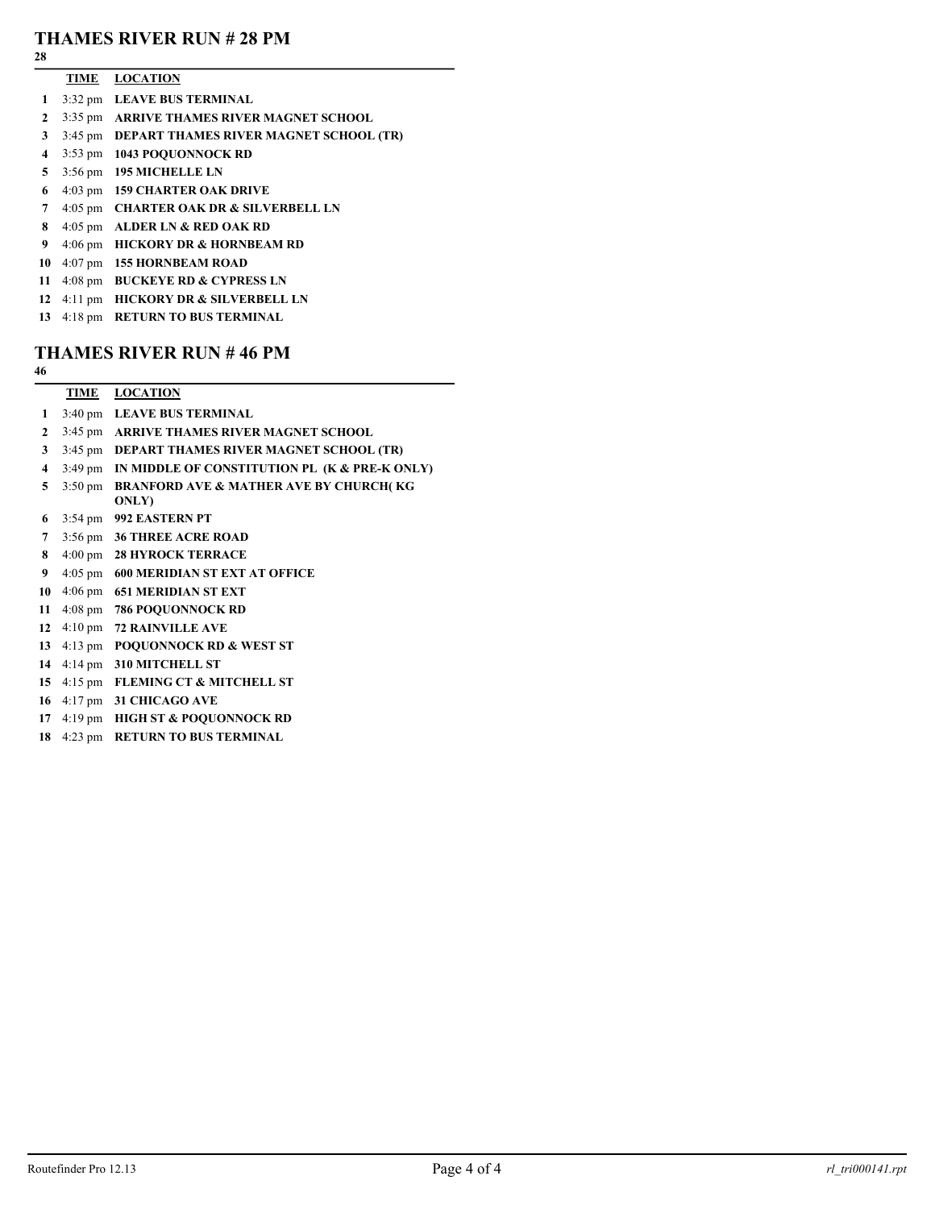## THAMES RIVER RUN # 28 PM

28

| | TIME | LOCATION |
|---|---|---|
| 1 | 3:32 pm | LEAVE BUS TERMINAL |
| 2 | 3:35 pm | ARRIVE THAMES RIVER MAGNET SCHOOL |
| 3 | 3:45 pm | DEPART THAMES RIVER MAGNET SCHOOL (TR) |
| 4 | 3:53 pm | 1043 POQUONNOCK RD |
| 5 | 3:56 pm | 195 MICHELLE LN |
| 6 | 4:03 pm | 159 CHARTER OAK DRIVE |
| 7 | 4:05 pm | CHARTER OAK DR & SILVERBELL LN |
| 8 | 4:05 pm | ALDER LN & RED OAK RD |
| 9 | 4:06 pm | HICKORY DR & HORNBEAM RD |
| 10 | 4:07 pm | 155 HORNBEAM ROAD |
| 11 | 4:08 pm | BUCKEYE RD & CYPRESS LN |
| 12 | 4:11 pm | HICKORY DR & SILVERBELL LN |
| 13 | 4:18 pm | RETURN TO BUS TERMINAL |

## THAMES RIVER RUN # 46 PM

46

| | TIME | LOCATION |
|---|---|---|
| 1 | 3:40 pm | LEAVE BUS TERMINAL |
| 2 | 3:45 pm | ARRIVE THAMES RIVER MAGNET SCHOOL |
| 3 | 3:45 pm | DEPART THAMES RIVER MAGNET SCHOOL (TR) |
| 4 | 3:49 pm | IN MIDDLE OF CONSTITUTION PL (K & PRE-K ONLY) |
| 5 | 3:50 pm | BRANFORD AVE & MATHER AVE BY CHURCH( KG ONLY) |
| 6 | 3:54 pm | 992 EASTERN PT |
| 7 | 3:56 pm | 36 THREE ACRE ROAD |
| 8 | 4:00 pm | 28 HYROCK TERRACE |
| 9 | 4:05 pm | 600 MERIDIAN ST EXT AT OFFICE |
| 10 | 4:06 pm | 651 MERIDIAN ST EXT |
| 11 | 4:08 pm | 786 POQUONNOCK RD |
| 12 | 4:10 pm | 72 RAINVILLE AVE |
| 13 | 4:13 pm | POQUONNOCK RD & WEST ST |
| 14 | 4:14 pm | 310 MITCHELL ST |
| 15 | 4:15 pm | FLEMING CT & MITCHELL ST |
| 16 | 4:17 pm | 31 CHICAGO AVE |
| 17 | 4:19 pm | HIGH ST & POQUONNOCK RD |
| 18 | 4:23 pm | RETURN TO BUS TERMINAL |